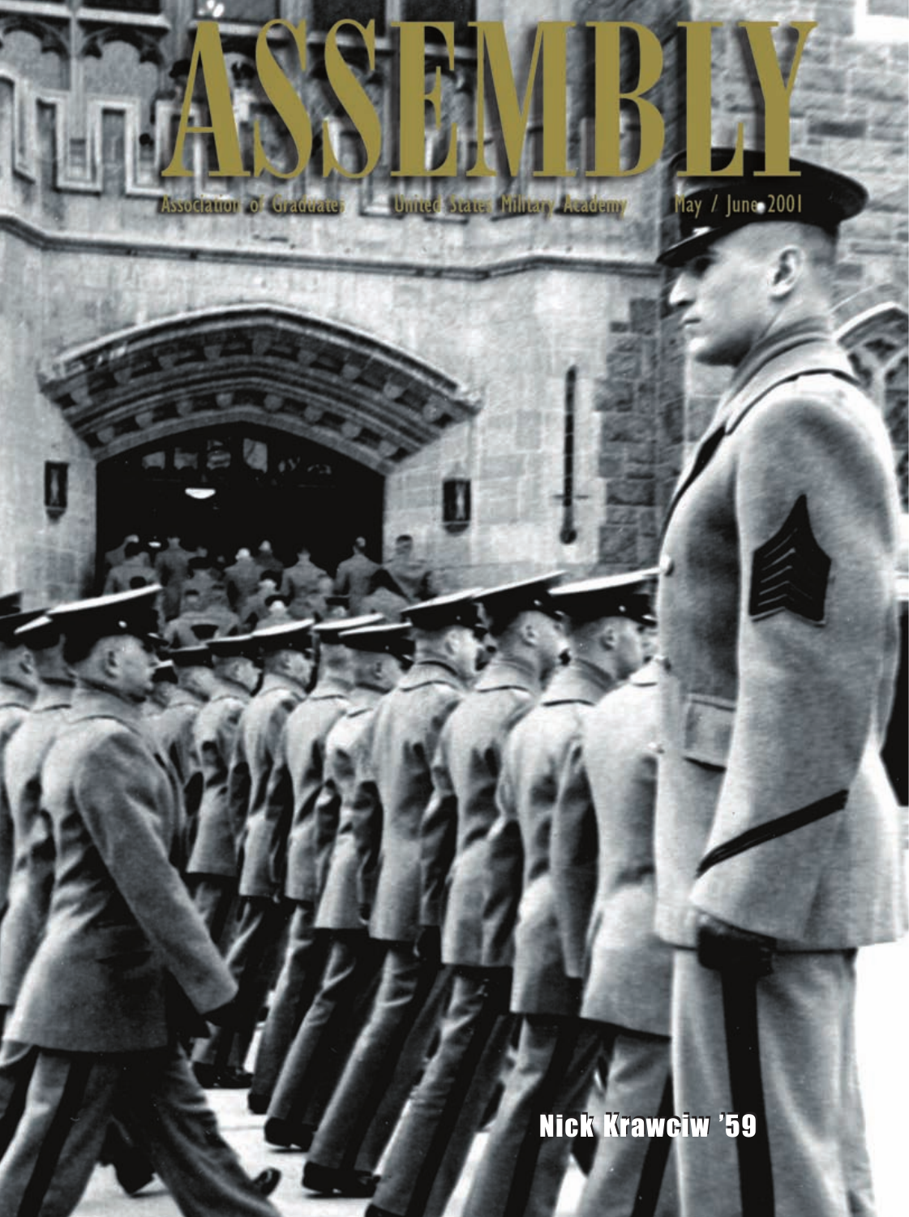# ASSEMBLY

Association of Graduates United States Military Academy May / June 2001

Nick Krawciw '59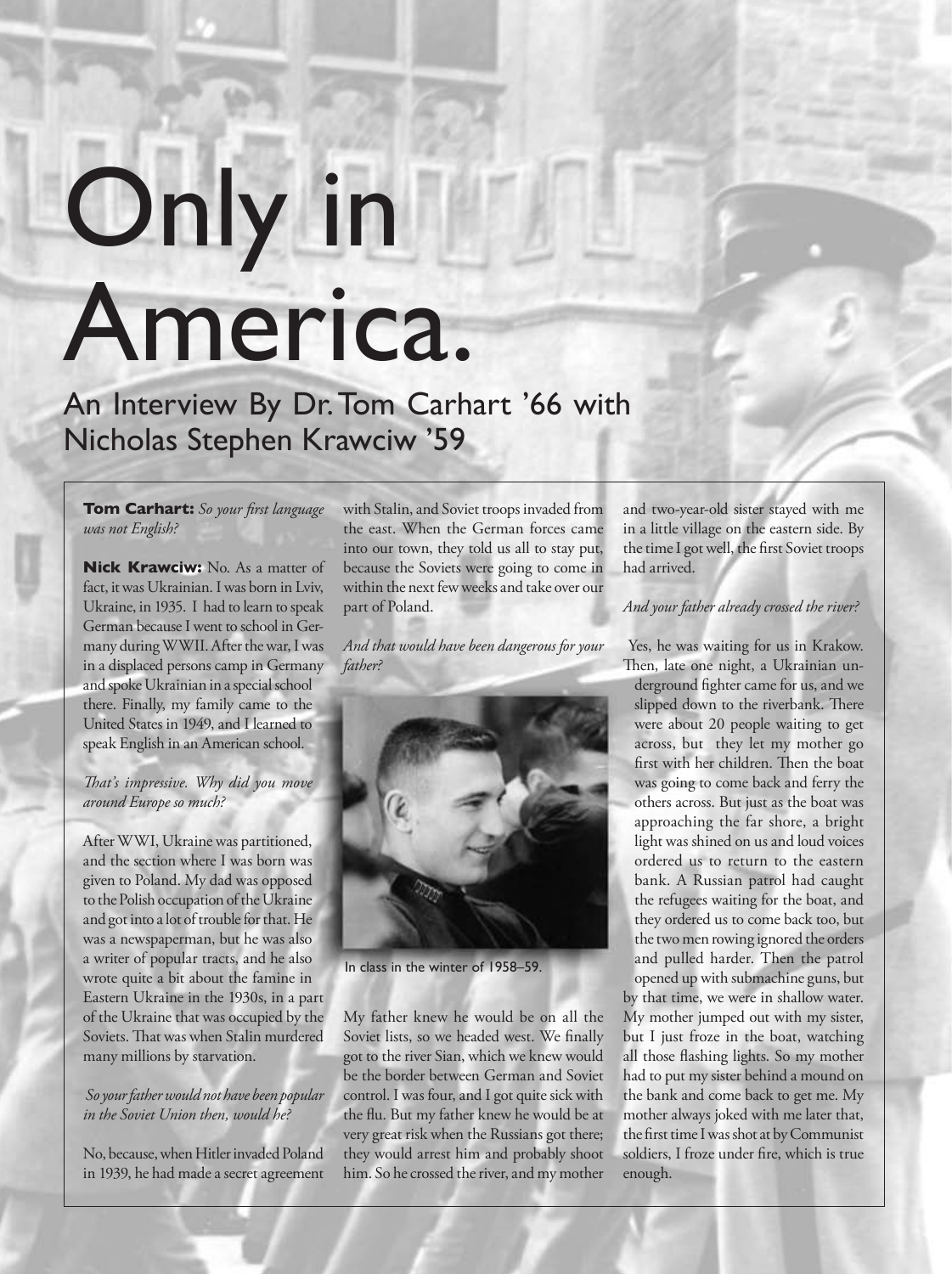# Only in America.

## An Interview By Dr. Tom Carhart '66 with Nicholas Stephen Krawciw '59

**Tom Carhart:** *So your first language was not English?*

**Nick Krawciw:** No. As a matter of fact, it was Ukrainian. I was born in Lviv, Ukraine, in 1935. I had to learn to speak German because I went to school in Germany during WWII. After the war, I was in a displaced persons camp in Germany and spoke Ukrainian in a special school there. Finally, my family came to the United States in 1949, and I learned to speak English in an American school.

*That's impressive. Why did you move around Europe so much?*

After WWI, Ukraine was partitioned, and the section where I was born was given to Poland. My dad was opposed to the Polish occupation of the Ukraine and got into a lot of trouble for that. He was a newspaperman, but he was also a writer of popular tracts, and he also wrote quite a bit about the famine in Eastern Ukraine in the 1930s, in a part of the Ukraine that was occupied by the Soviets. That was when Stalin murdered many millions by starvation.

*So your father would not have been popular in the Soviet Union then, would he?*

No, because, when Hitler invaded Poland in 1939, he had made a secret agreement with Stalin, and Soviet troops invaded from the east. When the German forces came into our town, they told us all to stay put, because the Soviets were going to come in within the next few weeks and take over our part of Poland.

*And that would have been dangerous for your father?*

In class in the winter of 1958–59.

My father knew he would be on all the Soviet lists, so we headed west. We finally got to the river Sian, which we knew would be the border between German and Soviet control. I was four, and I got quite sick with the flu. But my father knew he would be at very great risk when the Russians got there; they would arrest him and probably shoot him. So he crossed the river, and my mother and two-year-old sister stayed with me in a little village on the eastern side. By the time I got well, the first Soviet troops had arrived.

*And your father already crossed the river?*

Yes, he was waiting for us in Krakow. Then, late one night, a Ukrainian underground fighter came for us, and we slipped down to the riverbank. There were about 20 people waiting to get across, but they let my mother go first with her children. Then the boat was going to come back and ferry the others across. But just as the boat was approaching the far shore, a bright light was shined on us and loud voices ordered us to return to the eastern bank. A Russian patrol had caught the refugees waiting for the boat, and they ordered us to come back too, but the two men rowing ignored the orders and pulled harder. Then the patrol opened up with submachine guns, but by that time, we were in shallow water. My mother jumped out with my sister, but I just froze in the boat, watching all those flashing lights. So my mother had to put my sister behind a mound on the bank and come back to get me. My mother always joked with me later that, the first time I was shot at by Communist soldiers, I froze under fire, which is true enough.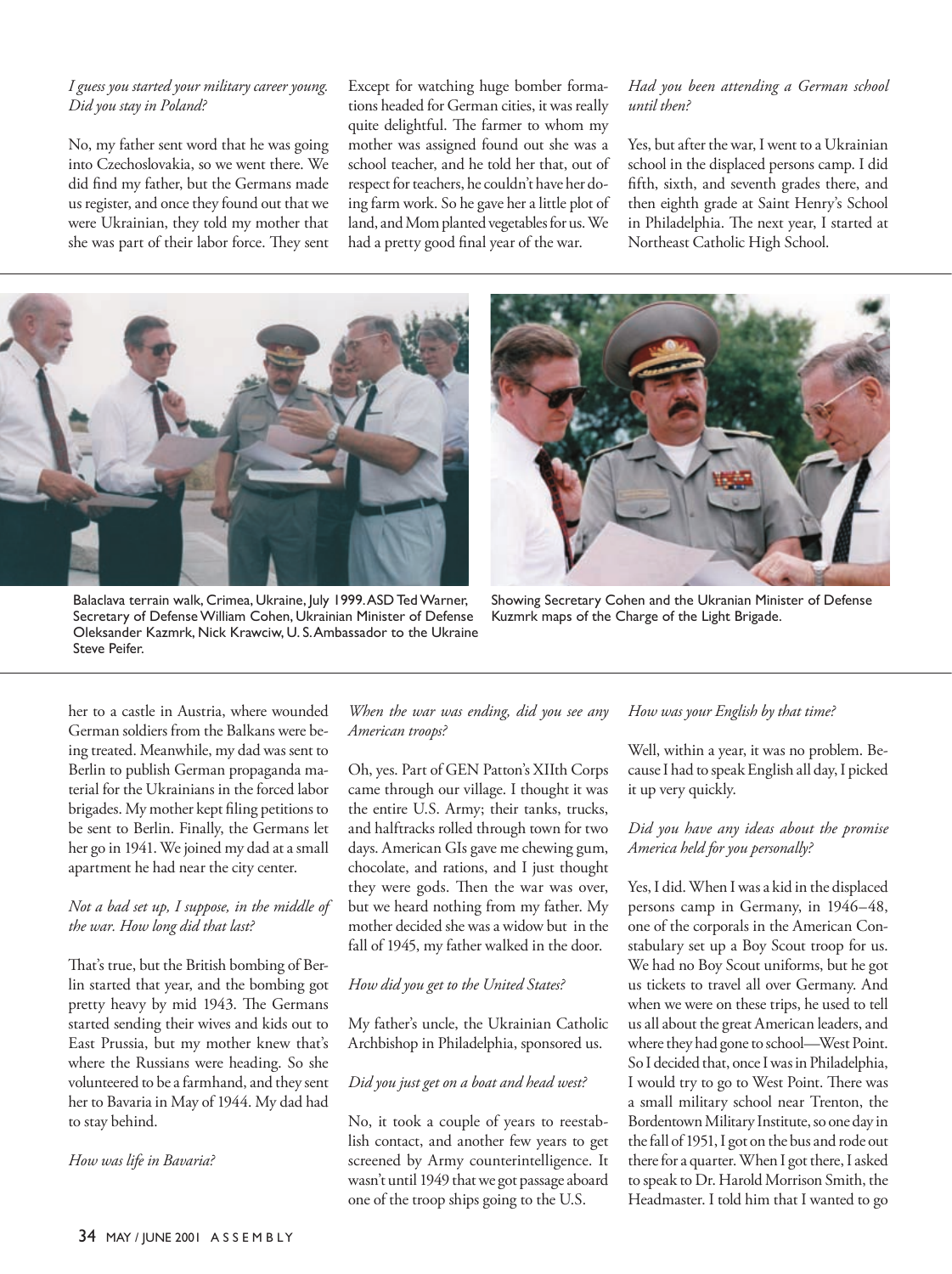*I guess you started your military career young. Did you stay in Poland?*

No, my father sent word that he was going into Czechoslovakia, so we went there. We did find my father, but the Germans made us register, and once they found out that we were Ukrainian, they told my mother that she was part of their labor force. They sent her to a castle in Austria, where wounded German soldiers from the Balkans were being treated. Meanwhile, my dad was sent to Berlin to publish German propaganda material for the Ukrainians in the forced labor brigades. My mother kept filing petitions to be sent to Berlin. Finally, the Germans let her go in 1941. We joined my dad at a small apartment he had near the city center.

*Not a bad set up, I suppose, in the middle of the war. How long did that last?*

That's true, but the British bombing of Berlin started that year, and the bombing got pretty heavy by mid 1943. The Germans started sending their wives and kids out to East Prussia, but my mother knew that's where the Russians were heading. So she volunteered to be a farmhand, and they sent her to Bavaria in May of 1944. My dad had to stay behind.

*How was life in Bavaria?*

Except for watching huge bomber formations headed for German cities, it was really quite delightful. The farmer to whom my mother was assigned found out she was a school teacher, and he told her that, out of respect for teachers, he couldn't have her doing farm work. So he gave her a little plot of land, and Mom planted vegetables for us. We had a pretty good final year of the war.

*When the war was ending, did you see any American troops?*

Oh, yes. Part of GEN Patton's XIIth Corps came through our village. I thought it was the entire U.S. Army; their tanks, trucks, and halftracks rolled through town for two days. American GIs gave me chewing gum, chocolate, and rations, and I just thought they were gods. Then the war was over, but we heard nothing from my father. My mother decided she was a widow but in the fall of 1945, my father walked in the door.

*How did you get to the United States?*

My father's uncle, the Ukrainian Catholic Archbishop in Philadelphia, sponsored us.

*Did you just get on a boat and head west?*

No, it took a couple of years to reestablish contact, and another few years to get screened by Army counterintelligence. It wasn't until 1949 that we got passage aboard one of the troop ships going to the U.S.

*Had you been attending a German school until then?*

Yes, but after the war, I went to a Ukrainian school in the displaced persons camp. I did fifth, sixth, and seventh grades there, and then eighth grade at Saint Henry's School in Philadelphia. The next year, I started at Northeast Catholic High School.

*How was your English by that time?*

Well, within a year, it was no problem. Because I had to speak English all day, I picked it up very quickly.

*Did you have any ideas about the promise America held for you personally?*

Yes, I did. When I was a kid in the displaced persons camp in Germany, in 1946–48, one of the corporals in the American Constabulary set up a Boy Scout troop for us. We had no Boy Scout uniforms, but he got us tickets to travel all over Germany. And when we were on these trips, he used to tell us all about the great American leaders, and where they had gone to school—West Point. So I decided that, once I was in Philadelphia, I would try to go to West Point. There was a small military school near Trenton, the Bordentown Military Institute, so one day in the fall of 1951, I got on the bus and rode out there for a quarter. When I got there, I asked to speak to Dr. Harold Morrison Smith, the Headmaster. I told him that I wanted to go

Balaclava terrain walk, Crimea, Ukraine, July 1999. ASD Ted Warner, Secretary of Defense William Cohen, Ukrainian Minister of Defense Oleksander Kazmrk, Nick Krawciw, U. S. Ambassador to the Ukraine Steve Peifer.

Showing Secretary Cohen and the Ukranian Minister of Defense Kuzmrk maps of the Charge of the Light Brigade.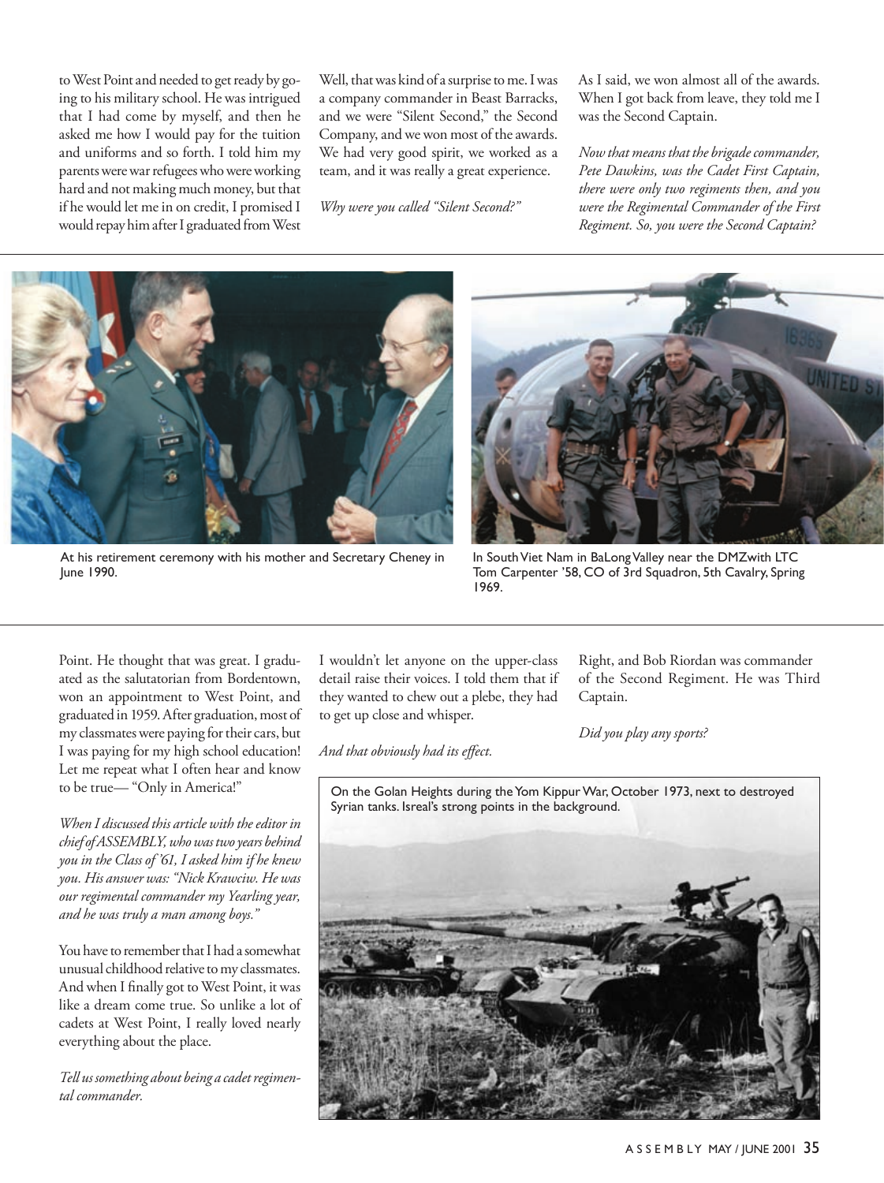to West Point and needed to get ready by going to his military school. He was intrigued that I had come by myself, and then he asked me how I would pay for the tuition and uniforms and so forth. I told him my parents were war refugees who were working hard and not making much money, but that if he would let me in on credit, I promised I would repay him after I graduated from West Point. He thought that was great. I graduated as the salutatorian from Bordentown, won an appointment to West Point, and graduated in 1959. After graduation, most of my classmates were paying for their cars, but I was paying for my high school education! Let me repeat what I often hear and know to be true— "Only in America!"

*When I discussed this article with the editor in chief of ASSEMBLY, who was two years behind you in the Class of '61, I asked him if he knew you. His answer was: "Nick Krawciw. He was our regimental commander my Yearling year, and he was truly a man among boys."*

You have to remember that I had a somewhat unusual childhood relative to my classmates. And when I finally got to West Point, it was like a dream come true. So unlike a lot of cadets at West Point, I really loved nearly everything about the place.

*Tell us something about being a cadet regimental commander.*

Well, that was kind of a surprise to me. I was a company commander in Beast Barracks, and we were "Silent Second," the Second Company, and we won most of the awards. We had very good spirit, we worked as a team, and it was really a great experience.

*Why were you called "Silent Second?"*

I wouldn't let anyone on the upper-class detail raise their voices. I told them that if they wanted to chew out a plebe, they had to get up close and whisper.

*And that obviously had its effect.*

As I said, we won almost all of the awards. When I got back from leave, they told me I was the Second Captain.

*Now that means that the brigade commander, Pete Dawkins, was the Cadet First Captain, there were only two regiments then, and you were the Regimental Commander of the First Regiment. So, you were the Second Captain?*

Right, and Bob Riordan was commander of the Second Regiment. He was Third Captain.

*Did you play any sports?*

At his retirement ceremony with his mother and Secretary Cheney in June 1990.

In South Viet Nam in BaLong Valley near the DMZwith LTC Tom Carpenter '58, CO of 3rd Squadron, 5th Cavalry, Spring 1969.

On the Golan Heights during the Yom Kippur War, October 1973, next to destroyed Syrian tanks. Isreal's strong points in the background.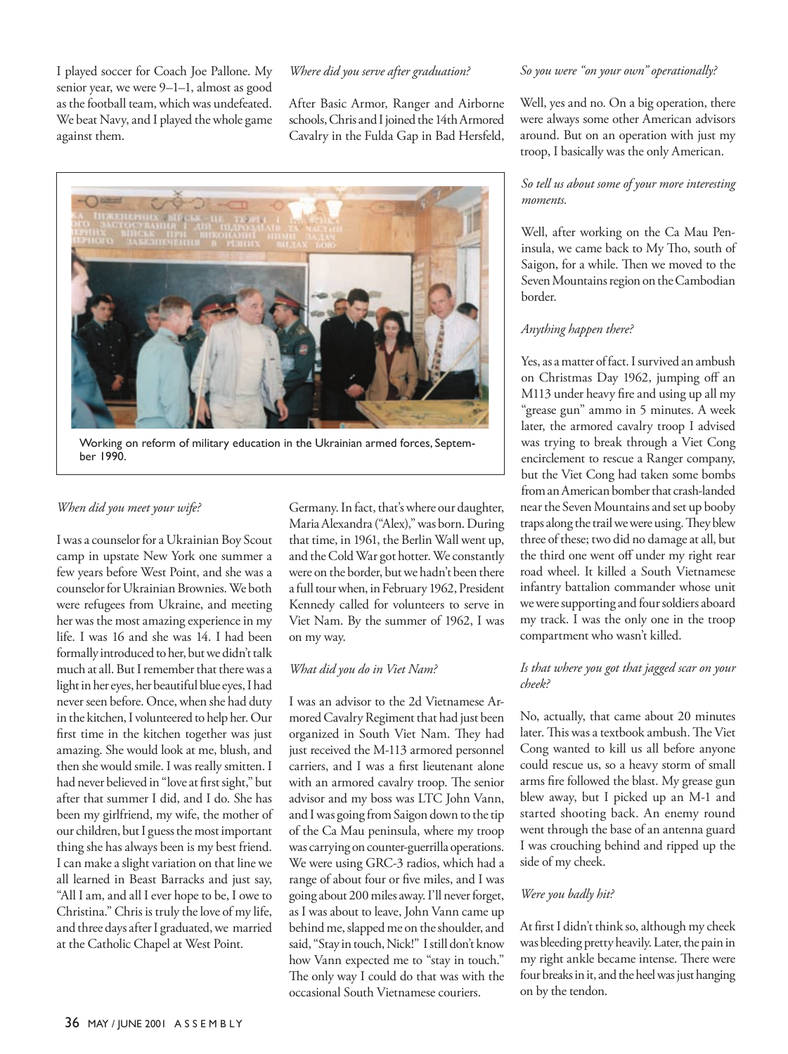I played soccer for Coach Joe Pallone. My senior year, we were 9–1–1, almost as good as the football team, which was undefeated. We beat Navy, and I played the whole game against them.

*Where did you serve after graduation?*

After Basic Armor, Ranger and Airborne schools, Chris and I joined the 14th Armored Cavalry in the Fulda Gap in Bad Hersfeld, Germany. In fact, that's where our daughter, Maria Alexandra ("Alex)," was born. During that time, in 1961, the Berlin Wall went up, and the Cold War got hotter. We constantly were on the border, but we hadn't been there a full tour when, in February 1962, President Kennedy called for volunteers to serve in Viet Nam. By the summer of 1962, I was on my way.

Working on reform of military education in the Ukrainian armed forces, September 1990.

*When did you meet your wife?*

I was a counselor for a Ukrainian Boy Scout camp in upstate New York one summer a few years before West Point, and she was a counselor for Ukrainian Brownies. We both were refugees from Ukraine, and meeting her was the most amazing experience in my life. I was 16 and she was 14. I had been formally introduced to her, but we didn't talk much at all. But I remember that there was a light in her eyes, her beautiful blue eyes, I had never seen before. Once, when she had duty in the kitchen, I volunteered to help her. Our first time in the kitchen together was just amazing. She would look at me, blush, and then she would smile. I was really smitten. I had never believed in "love at first sight," but after that summer I did, and I do. She has been my girlfriend, my wife, the mother of our children, but I guess the most important thing she has always been is my best friend. I can make a slight variation on that line we all learned in Beast Barracks and just say, "All I am, and all I ever hope to be, I owe to Christina." Chris is truly the love of my life, and three days after I graduated, we married at the Catholic Chapel at West Point.

*What did you do in Viet Nam?*

I was an advisor to the 2d Vietnamese Armored Cavalry Regiment that had just been organized in South Viet Nam. They had just received the M-113 armored personnel carriers, and I was a first lieutenant alone with an armored cavalry troop. The senior advisor and my boss was LTC John Vann, and I was going from Saigon down to the tip of the Ca Mau peninsula, where my troop was carrying on counter-guerrilla operations. We were using GRC-3 radios, which had a range of about four or five miles, and I was going about 200 miles away. I'll never forget, as I was about to leave, John Vann came up behind me, slapped me on the shoulder, and said, "Stay in touch, Nick!" I still don't know how Vann expected me to "stay in touch." The only way I could do that was with the occasional South Vietnamese couriers.

*So you were "on your own" operationally?*

Well, yes and no. On a big operation, there were always some other American advisors around. But on an operation with just my troop, I basically was the only American.

*So tell us about some of your more interesting moments.*

Well, after working on the Ca Mau Peninsula, we came back to My Tho, south of Saigon, for a while. Then we moved to the Seven Mountains region on the Cambodian border.

*Anything happen there?*

Yes, as a matter of fact. I survived an ambush on Christmas Day 1962, jumping off an M113 under heavy fire and using up all my "grease gun" ammo in 5 minutes. A week later, the armored cavalry troop I advised was trying to break through a Viet Cong encirclement to rescue a Ranger company, but the Viet Cong had taken some bombs from an American bomber that crash-landed near the Seven Mountains and set up booby traps along the trail we were using. They blew three of these; two did no damage at all, but the third one went off under my right rear road wheel. It killed a South Vietnamese infantry battalion commander whose unit we were supporting and four soldiers aboard my track. I was the only one in the troop compartment who wasn't killed.

*Is that where you got that jagged scar on your cheek?*

No, actually, that came about 20 minutes later. This was a textbook ambush. The Viet Cong wanted to kill us all before anyone could rescue us, so a heavy storm of small arms fire followed the blast. My grease gun blew away, but I picked up an M-1 and started shooting back. An enemy round went through the base of an antenna guard I was crouching behind and ripped up the side of my cheek.

*Were you badly hit?*

At first I didn't think so, although my cheek was bleeding pretty heavily. Later, the pain in my right ankle became intense. There were four breaks in it, and the heel was just hanging on by the tendon.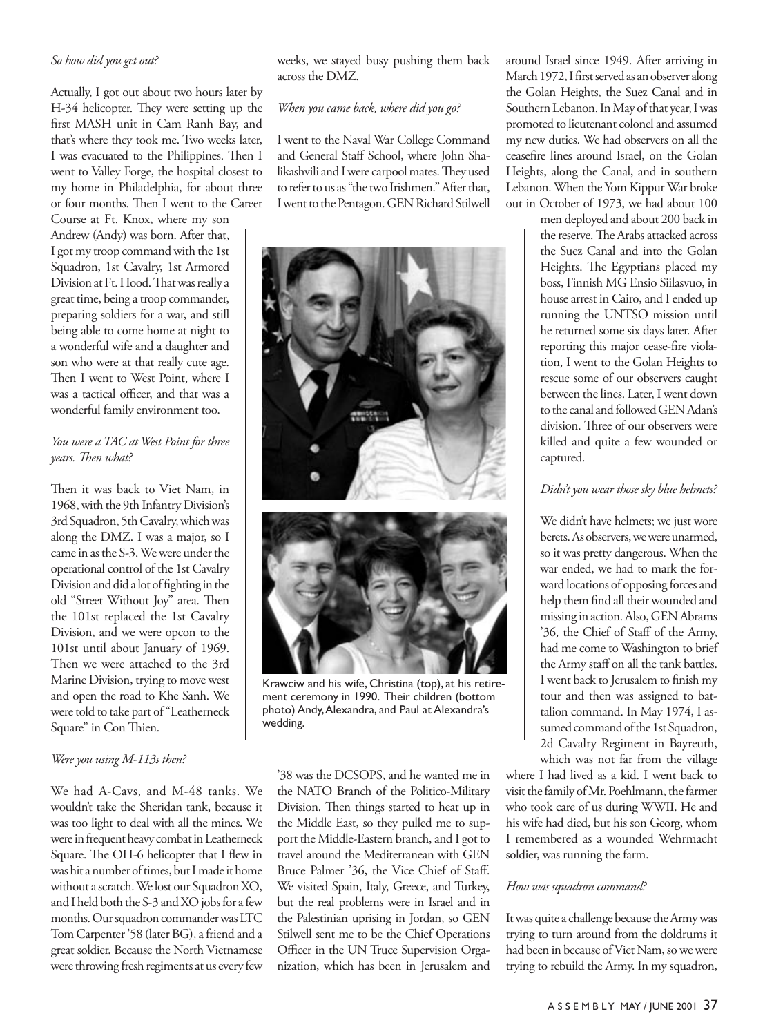*So how did you get out?*

Actually, I got out about two hours later by H-34 helicopter. They were setting up the first MASH unit in Cam Ranh Bay, and that's where they took me. Two weeks later, I was evacuated to the Philippines. Then I went to Valley Forge, the hospital closest to my home in Philadelphia, for about three or four months. Then I went to the Career Course at Ft. Knox, where my son Andrew (Andy) was born. After that, I got my troop command with the 1st Squadron, 1st Cavalry, 1st Armored Division at Ft. Hood. That was really a great time, being a troop commander, preparing soldiers for a war, and still being able to come home at night to a wonderful wife and a daughter and son who were at that really cute age. Then I went to West Point, where I was a tactical officer, and that was a wonderful family environment too.

*You were a TAC at West Point for three years. Then what?*

Then it was back to Viet Nam, in 1968, with the 9th Infantry Division's 3rd Squadron, 5th Cavalry, which was along the DMZ. I was a major, so I came in as the S-3. We were under the operational control of the 1st Cavalry Division and did a lot of fighting in the old "Street Without Joy" area. Then the 101st replaced the 1st Cavalry Division, and we were opcon to the 101st until about January of 1969. Then we were attached to the 3rd Marine Division, trying to move west and open the road to Khe Sanh. We were told to take part of "Leatherneck Square" in Con Thien.

*Were you using M-113s then?*

We had A-Cavs, and M-48 tanks. We wouldn't take the Sheridan tank, because it was too light to deal with all the mines. We were in frequent heavy combat in Leatherneck Square. The OH-6 helicopter that I flew in was hit a number of times, but I made it home without a scratch. We lost our Squadron XO, and I held both the S-3 and XO jobs for a few months. Our squadron commander was LTC Tom Carpenter '58 (later BG), a friend and a great soldier. Because the North Vietnamese were throwing fresh regiments at us every few weeks, we stayed busy pushing them back across the DMZ.

*When you came back, where did you go?*

I went to the Naval War College Command and General Staff School, where John Shalikashvili and I were carpool mates. They used to refer to us as "the two Irishmen." After that, I went to the Pentagon. GEN Richard Stilwell '38 was the DCSOPS, and he wanted me in the NATO Branch of the Politico-Military Division. Then things started to heat up in the Middle East, so they pulled me to support the Middle-Eastern branch, and I got to travel around the Mediterranean with GEN Bruce Palmer '36, the Vice Chief of Staff. We visited Spain, Italy, Greece, and Turkey, but the real problems were in Israel and in the Palestinian uprising in Jordan, so GEN Stilwell sent me to be the Chief Operations Officer in the UN Truce Supervision Organization, which has been in Jerusalem and around Israel since 1949. After arriving in March 1972, I first served as an observer along the Golan Heights, the Suez Canal and in Southern Lebanon. In May of that year, I was promoted to lieutenant colonel and assumed my new duties. We had observers on all the ceasefire lines around Israel, on the Golan Heights, along the Canal, and in southern Lebanon. When the Yom Kippur War broke out in October of 1973, we had about 100 men deployed and about 200 back in the reserve. The Arabs attacked across the Suez Canal and into the Golan Heights. The Egyptians placed my boss, Finnish MG Ensio Siilasvuo, in house arrest in Cairo, and I ended up running the UNTSO mission until he returned some six days later. After reporting this major cease-fire violation, I went to the Golan Heights to rescue some of our observers caught between the lines. Later, I went down to the canal and followed GEN Adan's division. Three of our observers were killed and quite a few wounded or captured.

Krawciw and his wife, Christina (top), at his retirement ceremony in 1990. Their children (bottom photo) Andy, Alexandra, and Paul at Alexandra's wedding.

*Didn't you wear those sky blue helmets?*

We didn't have helmets; we just wore berets. As observers, we were unarmed, so it was pretty dangerous. When the war ended, we had to mark the forward locations of opposing forces and help them find all their wounded and missing in action. Also, GEN Abrams '36, the Chief of Staff of the Army, had me come to Washington to brief the Army staff on all the tank battles. I went back to Jerusalem to finish my tour and then was assigned to battalion command. In May 1974, I assumed command of the 1st Squadron, 2d Cavalry Regiment in Bayreuth, which was not far from the village where I had lived as a kid. I went back to visit the family of Mr. Poehlmann, the farmer who took care of us during WWII. He and his wife had died, but his son Georg, whom I remembered as a wounded Wehrmacht soldier, was running the farm.

*How was squadron command?*

It was quite a challenge because the Army was trying to turn around from the doldrums it had been in because of Viet Nam, so we were trying to rebuild the Army. In my squadron,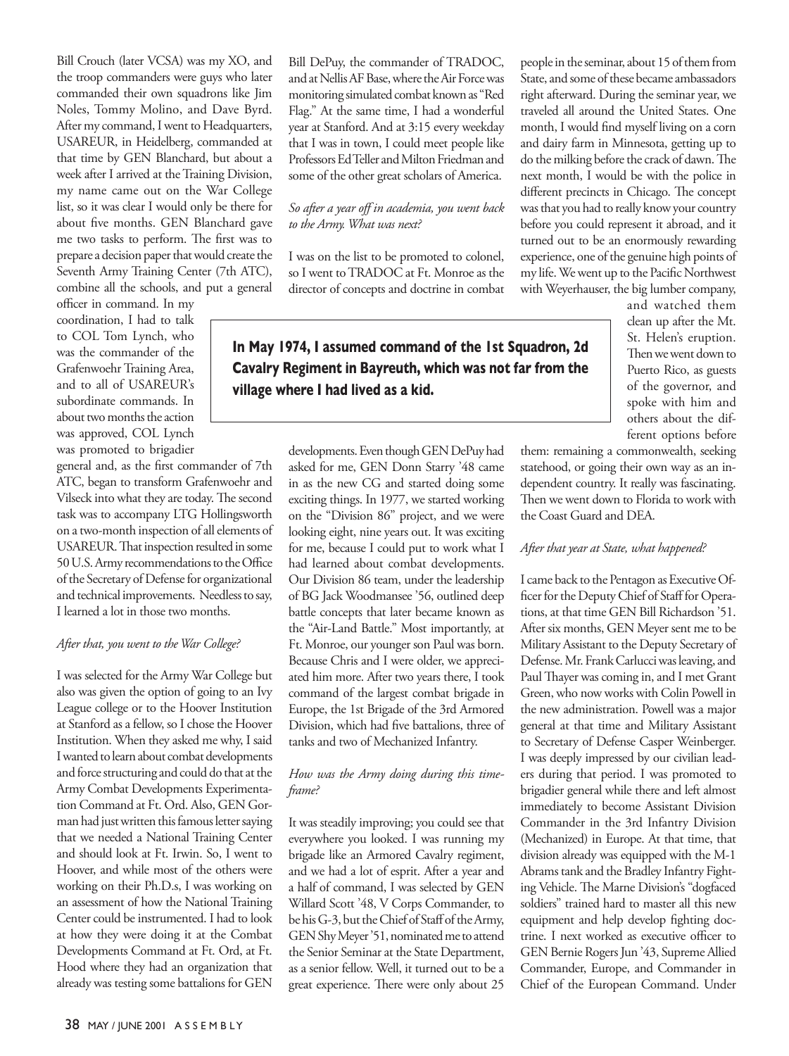Bill Crouch (later VCSA) was my XO, and the troop commanders were guys who later commanded their own squadrons like Jim Noles, Tommy Molino, and Dave Byrd. After my command, I went to Headquarters, USAREUR, in Heidelberg, commanded at that time by GEN Blanchard, but about a week after I arrived at the Training Division, my name came out on the War College list, so it was clear I would only be there for about five months. GEN Blanchard gave me two tasks to perform. The first was to prepare a decision paper that would create the Seventh Army Training Center (7th ATC), combine all the schools, and put a general officer in command. In my coordination, I had to talk to COL Tom Lynch, who was the commander of the Grafenwoehr Training Area, and to all of USAREUR's subordinate commands. In about two months the action was approved, COL Lynch was promoted to brigadier general and, as the first commander of 7th ATC, began to transform Grafenwoehr and Vilseck into what they are today. The second task was to accompany LTG Hollingsworth on a two-month inspection of all elements of USAREUR. That inspection resulted in some 50 U.S. Army recommendations to the Office of the Secretary of Defense for organizational and technical improvements. Needless to say, I learned a lot in those two months.

*After that, you went to the War College?*

I was selected for the Army War College but also was given the option of going to an Ivy League college or to the Hoover Institution at Stanford as a fellow, so I chose the Hoover Institution. When they asked me why, I said I wanted to learn about combat developments and force structuring and could do that at the Army Combat Developments Experimentation Command at Ft. Ord. Also, GEN Gorman had just written this famous letter saying that we needed a National Training Center and should look at Ft. Irwin. So, I went to Hoover, and while most of the others were working on their Ph.D.s, I was working on an assessment of how the National Training Center could be instrumented. I had to look at how they were doing it at the Combat Developments Command at Ft. Ord, at Ft. Hood where they had an organization that already was testing some battalions for GEN Bill DePuy, the commander of TRADOC, and at Nellis AF Base, where the Air Force was monitoring simulated combat known as "Red Flag." At the same time, I had a wonderful year at Stanford. And at 3:15 every weekday that I was in town, I could meet people like Professors Ed Teller and Milton Friedman and some of the other great scholars of America.

*So after a year off in academia, you went back to the Army. What was next?*

I was on the list to be promoted to colonel, so I went to TRADOC at Ft. Monroe as the director of concepts and doctrine in combat developments. Even though GEN DePuy had asked for me, GEN Donn Starry '48 came in as the new CG and started doing some exciting things. In 1977, we started working on the "Division 86" project, and we were looking eight, nine years out. It was exciting for me, because I could put to work what I had learned about combat developments. Our Division 86 team, under the leadership of BG Jack Woodmansee '56, outlined deep battle concepts that later became known as the "Air-Land Battle." Most importantly, at Ft. Monroe, our younger son Paul was born. Because Chris and I were older, we appreciated him more. After two years there, I took command of the largest combat brigade in Europe, the 1st Brigade of the 3rd Armored Division, which had five battalions, three of tanks and two of Mechanized Infantry.

**In May 1974, I assumed command of the 1st Squadron, 2d Cavalry Regiment in Bayreuth, which was not far from the village where I had lived as a kid.**

*How was the Army doing during this timeframe?*

It was steadily improving; you could see that everywhere you looked. I was running my brigade like an Armored Cavalry regiment, and we had a lot of esprit. After a year and a half of command, I was selected by GEN Willard Scott '48, V Corps Commander, to be his G-3, but the Chief of Staff of the Army, GEN Shy Meyer '51, nominated me to attend the Senior Seminar at the State Department, as a senior fellow. Well, it turned out to be a great experience. There were only about 25 people in the seminar, about 15 of them from State, and some of these became ambassadors right afterward. During the seminar year, we traveled all around the United States. One month, I would find myself living on a corn and dairy farm in Minnesota, getting up to do the milking before the crack of dawn. The next month, I would be with the police in different precincts in Chicago. The concept was that you had to really know your country before you could represent it abroad, and it turned out to be an enormously rewarding experience, one of the genuine high points of my life. We went up to the Pacific Northwest with Weyerhauser, the big lumber company, and watched them clean up after the Mt. St. Helen's eruption. Then we went down to Puerto Rico, as guests of the governor, and spoke with him and others about the different options before them: remaining a commonwealth, seeking statehood, or going their own way as an independent country. It really was fascinating. Then we went down to Florida to work with the Coast Guard and DEA.

*After that year at State, what happened?*

I came back to the Pentagon as Executive Officer for the Deputy Chief of Staff for Operations, at that time GEN Bill Richardson '51. After six months, GEN Meyer sent me to be Military Assistant to the Deputy Secretary of Defense. Mr. Frank Carlucci was leaving, and Paul Thayer was coming in, and I met Grant Green, who now works with Colin Powell in the new administration. Powell was a major general at that time and Military Assistant to Secretary of Defense Casper Weinberger. I was deeply impressed by our civilian leaders during that period. I was promoted to brigadier general while there and left almost immediately to become Assistant Division Commander in the 3rd Infantry Division (Mechanized) in Europe. At that time, that division already was equipped with the M-1 Abrams tank and the Bradley Infantry Fighting Vehicle. The Marne Division's "dogfaced soldiers" trained hard to master all this new equipment and help develop fighting doctrine. I next worked as executive officer to GEN Bernie Rogers Jun '43, Supreme Allied Commander, Europe, and Commander in Chief of the European Command. Under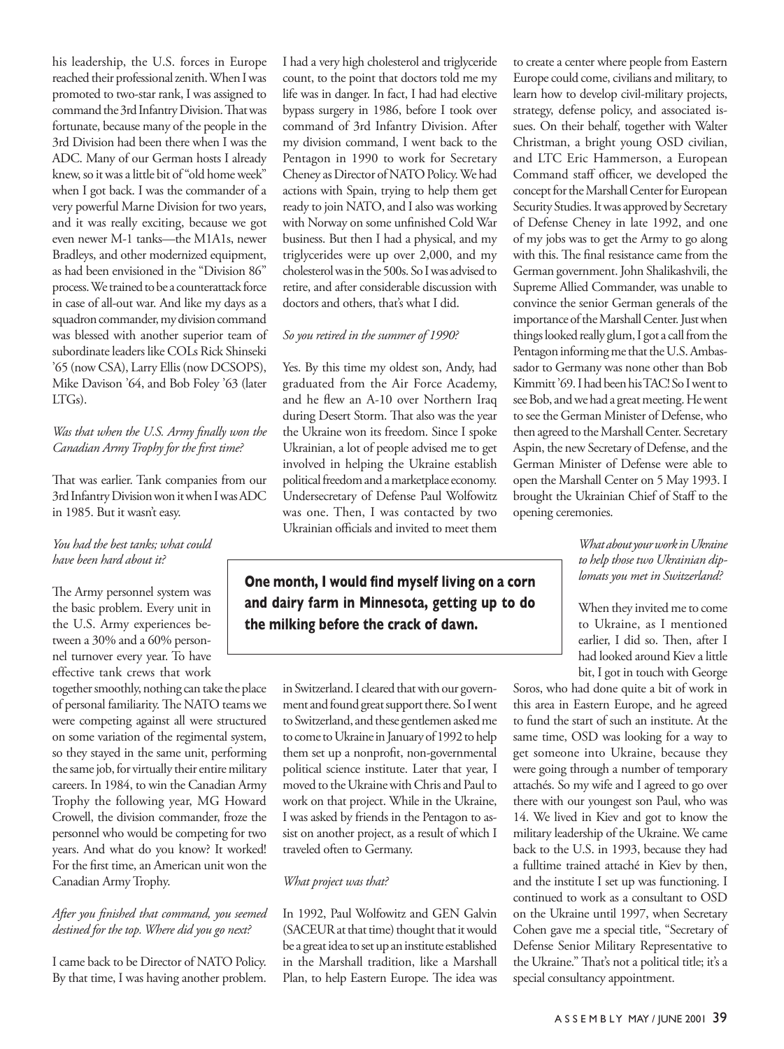his leadership, the U.S. forces in Europe reached their professional zenith. When I was promoted to two-star rank, I was assigned to command the 3rd Infantry Division. That was fortunate, because many of the people in the 3rd Division had been there when I was the ADC. Many of our German hosts I already knew, so it was a little bit of "old home week" when I got back. I was the commander of a very powerful Marne Division for two years, and it was really exciting, because we got even newer M-1 tanks—the M1A1s, newer Bradleys, and other modernized equipment, as had been envisioned in the "Division 86" process. We trained to be a counterattack force in case of all-out war. And like my days as a squadron commander, my division command was blessed with another superior team of subordinate leaders like COLs Rick Shinseki '65 (now CSA), Larry Ellis (now DCSOPS), Mike Davison '64, and Bob Foley '63 (later LTGs).

*Was that when the U.S. Army finally won the Canadian Army Trophy for the first time?*

That was earlier. Tank companies from our 3rd Infantry Division won it when I was ADC in 1985. But it wasn't easy.

*You had the best tanks; what could have been hard about it?*

The Army personnel system was the basic problem. Every unit in the U.S. Army experiences between a 30% and a 60% personnel turnover every year. To have effective tank crews that work together smoothly, nothing can take the place of personal familiarity. The NATO teams we were competing against all were structured on some variation of the regimental system, so they stayed in the same unit, performing the same job, for virtually their entire military careers. In 1984, to win the Canadian Army Trophy the following year, MG Howard Crowell, the division commander, froze the personnel who would be competing for two years. And what do you know? It worked! For the first time, an American unit won the Canadian Army Trophy.

*After you finished that command, you seemed destined for the top. Where did you go next?*

I came back to be Director of NATO Policy. By that time, I was having another problem. I had a very high cholesterol and triglyceride count, to the point that doctors told me my life was in danger. In fact, I had had elective bypass surgery in 1986, before I took over command of 3rd Infantry Division. After my division command, I went back to the Pentagon in 1990 to work for Secretary Cheney as Director of NATO Policy. We had actions with Spain, trying to help them get ready to join NATO, and I also was working with Norway on some unfinished Cold War business. But then I had a physical, and my triglycerides were up over 2,000, and my cholesterol was in the 500s. So I was advised to retire, and after considerable discussion with doctors and others, that's what I did.

*So you retired in the summer of 1990?*

Yes. By this time my oldest son, Andy, had graduated from the Air Force Academy, and he flew an A-10 over Northern Iraq during Desert Storm. That also was the year the Ukraine won its freedom. Since I spoke Ukrainian, a lot of people advised me to get involved in helping the Ukraine establish political freedom and a marketplace economy. Undersecretary of Defense Paul Wolfowitz was one. Then, I was contacted by two Ukrainian officials and invited to meet them in Switzerland. I cleared that with our government and found great support there. So I went to Switzerland, and these gentlemen asked me to come to Ukraine in January of 1992 to help them set up a nonprofit, non-governmental political science institute. Later that year, I moved to the Ukraine with Chris and Paul to work on that project. While in the Ukraine, I was asked by friends in the Pentagon to assist on another project, as a result of which I traveled often to Germany.

**One month, I would find myself living on a corn and dairy farm in Minnesota, getting up to do the milking before the crack of dawn.**

*What project was that?*

In 1992, Paul Wolfowitz and GEN Galvin (SACEUR at that time) thought that it would be a great idea to set up an institute established in the Marshall tradition, like a Marshall Plan, to help Eastern Europe. The idea was to create a center where people from Eastern Europe could come, civilians and military, to learn how to develop civil-military projects, strategy, defense policy, and associated issues. On their behalf, together with Walter Christman, a bright young OSD civilian, and LTC Eric Hammerson, a European Command staff officer, we developed the concept for the Marshall Center for European Security Studies. It was approved by Secretary of Defense Cheney in late 1992, and one of my jobs was to get the Army to go along with this. The final resistance came from the German government. John Shalikashvili, the Supreme Allied Commander, was unable to convince the senior German generals of the importance of the Marshall Center. Just when things looked really glum, I got a call from the Pentagon informing me that the U.S. Ambassador to Germany was none other than Bob Kimmitt '69. I had been his TAC! So I went to see Bob, and we had a great meeting. He went to see the German Minister of Defense, who then agreed to the Marshall Center. Secretary Aspin, the new Secretary of Defense, and the German Minister of Defense were able to open the Marshall Center on 5 May 1993. I brought the Ukrainian Chief of Staff to the opening ceremonies.

*What about your work in Ukraine to help those two Ukrainian diplomats you met in Switzerland?*

When they invited me to come to Ukraine, as I mentioned earlier, I did so. Then, after I had looked around Kiev a little bit, I got in touch with George Soros, who had done quite a bit of work in this area in Eastern Europe, and he agreed to fund the start of such an institute. At the same time, OSD was looking for a way to get someone into Ukraine, because they were going through a number of temporary attachés. So my wife and I agreed to go over there with our youngest son Paul, who was 14. We lived in Kiev and got to know the military leadership of the Ukraine. We came back to the U.S. in 1993, because they had a fulltime trained attaché in Kiev by then, and the institute I set up was functioning. I continued to work as a consultant to OSD on the Ukraine until 1997, when Secretary Cohen gave me a special title, "Secretary of Defense Senior Military Representative to the Ukraine." That's not a political title; it's a special consultancy appointment.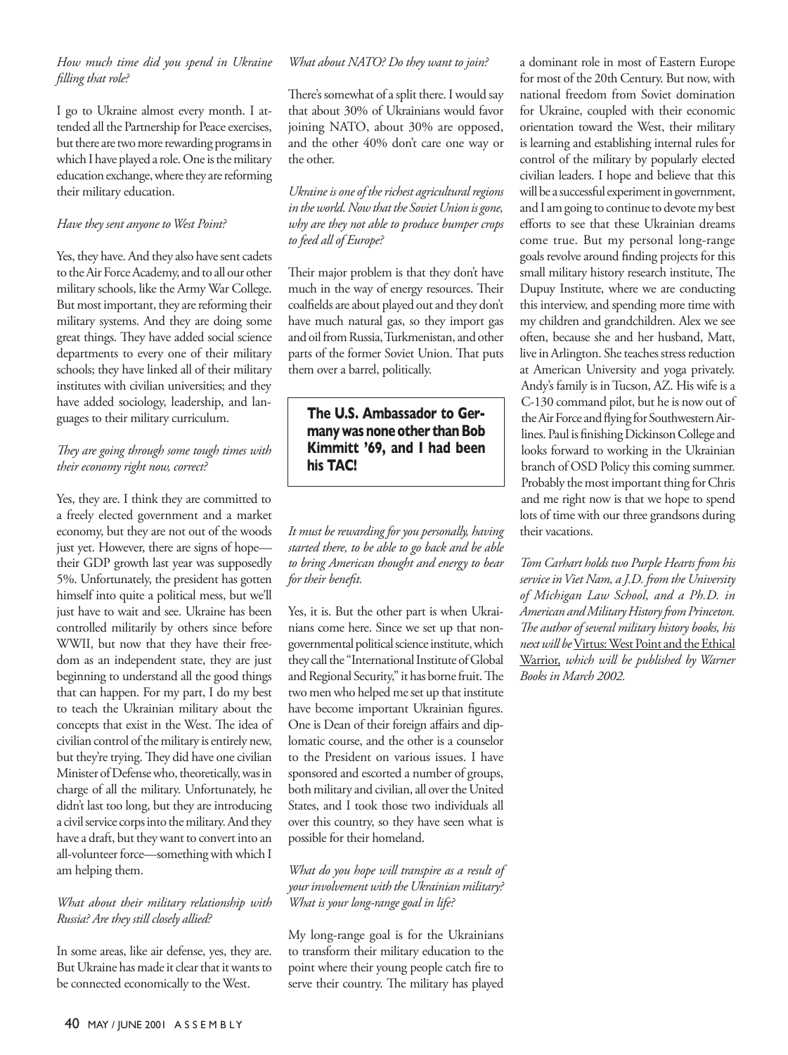*How much time did you spend in Ukraine filling that role?*

I go to Ukraine almost every month. I attended all the Partnership for Peace exercises, but there are two more rewarding programs in which I have played a role. One is the military education exchange, where they are reforming their military education.

*Have they sent anyone to West Point?*

Yes, they have. And they also have sent cadets to the Air Force Academy, and to all our other military schools, like the Army War College. But most important, they are reforming their military systems. And they are doing some great things. They have added social science departments to every one of their military schools; they have linked all of their military institutes with civilian universities; and they have added sociology, leadership, and languages to their military curriculum.

*They are going through some tough times with their economy right now, correct?*

Yes, they are. I think they are committed to a freely elected government and a market economy, but they are not out of the woods just yet. However, there are signs of hope—their GDP growth last year was supposedly 5%. Unfortunately, the president has gotten himself into quite a political mess, but we'll just have to wait and see. Ukraine has been controlled militarily by others since before WWII, but now that they have their freedom as an independent state, they are just beginning to understand all the good things that can happen. For my part, I do my best to teach the Ukrainian military about the concepts that exist in the West. The idea of civilian control of the military is entirely new, but they're trying. They did have one civilian Minister of Defense who, theoretically, was in charge of all the military. Unfortunately, he didn't last too long, but they are introducing a civil service corps into the military. And they have a draft, but they want to convert into an all-volunteer force—something with which I am helping them.

*What about their military relationship with Russia? Are they still closely allied?*

In some areas, like air defense, yes, they are. But Ukraine has made it clear that it wants to be connected economically to the West.

*What about NATO? Do they want to join?*

There's somewhat of a split there. I would say that about 30% of Ukrainians would favor joining NATO, about 30% are opposed, and the other 40% don't care one way or the other.

*Ukraine is one of the richest agricultural regions in the world. Now that the Soviet Union is gone, why are they not able to produce bumper crops to feed all of Europe?*

Their major problem is that they don't have much in the way of energy resources. Their coalfields are about played out and they don't have much natural gas, so they import gas and oil from Russia, Turkmenistan, and other parts of the former Soviet Union. That puts them over a barrel, politically.

**The U.S. Ambassador to Germany was none other than Bob Kimmitt '69, and I had been his TAC!**

*It must be rewarding for you personally, having started there, to be able to go back and be able to bring American thought and energy to bear for their benefit.*

Yes, it is. But the other part is when Ukrainians come here. Since we set up that non-governmental political science institute, which they call the "International Institute of Global and Regional Security," it has borne fruit. The two men who helped me set up that institute have become important Ukrainian figures. One is Dean of their foreign affairs and diplomatic course, and the other is a counselor to the President on various issues. I have sponsored and escorted a number of groups, both military and civilian, all over the United States, and I took those two individuals all over this country, so they have seen what is possible for their homeland.

*What do you hope will transpire as a result of your involvement with the Ukrainian military? What is your long-range goal in life?*

My long-range goal is for the Ukrainians to transform their military education to the point where their young people catch fire to serve their country. The military has played a dominant role in most of Eastern Europe for most of the 20th Century. But now, with national freedom from Soviet domination for Ukraine, coupled with their economic orientation toward the West, their military is learning and establishing internal rules for control of the military by popularly elected civilian leaders. I hope and believe that this will be a successful experiment in government, and I am going to continue to devote my best efforts to see that these Ukrainian dreams come true. But my personal long-range goals revolve around finding projects for this small military history research institute, The Dupuy Institute, where we are conducting this interview, and spending more time with my children and grandchildren. Alex we see often, because she and her husband, Matt, live in Arlington. She teaches stress reduction at American University and yoga privately. Andy's family is in Tucson, AZ. His wife is a C-130 command pilot, but he is now out of the Air Force and flying for Southwestern Airlines. Paul is finishing Dickinson College and looks forward to working in the Ukrainian branch of OSD Policy this coming summer. Probably the most important thing for Chris and me right now is that we hope to spend lots of time with our three grandsons during their vacations.

*Tom Carhart holds two Purple Hearts from his service in Viet Nam, a J.D. from the University of Michigan Law School, and a Ph.D. in American and Military History from Princeton. The author of several military history books, his next will be* Virtus: West Point and the Ethical Warrior, *which will be published by Warner Books in March 2002.*